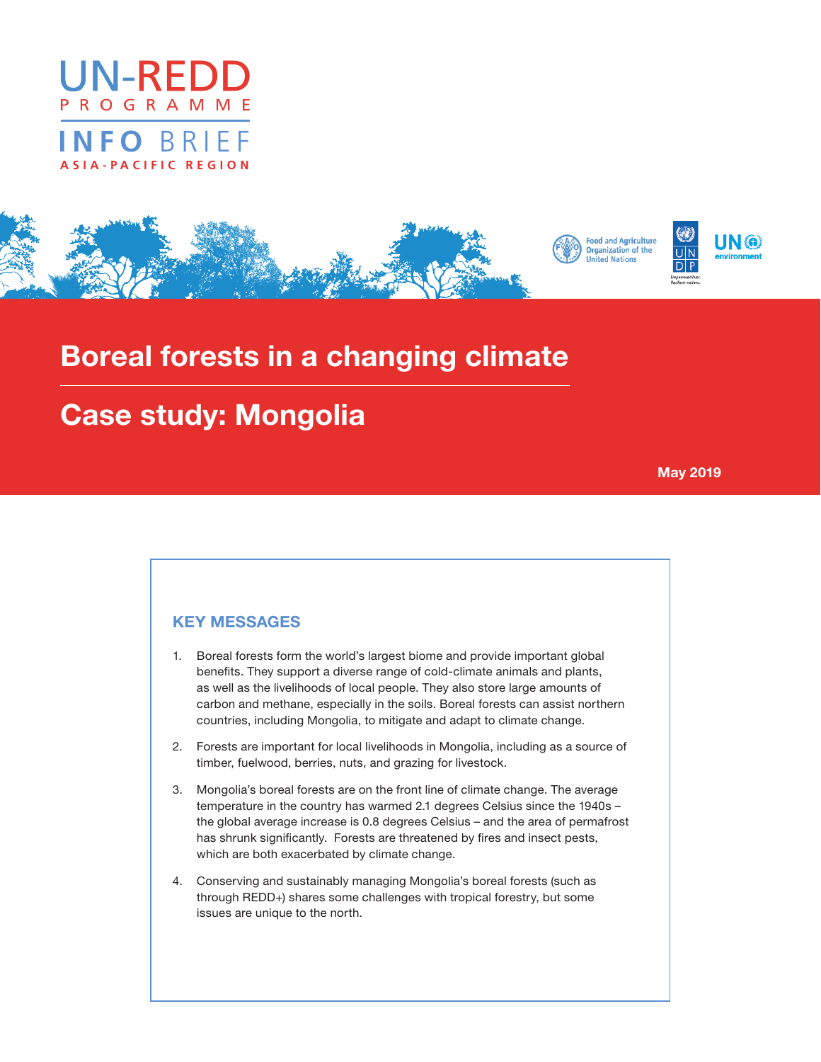UN-REDD PROGRAMME

INFO BRIEF

ASIA-PACIFIC REGION

Food and Agriculture Organization of the United Nations

UNDP

UN environment

# Boreal forests in a changing climate

# Case study: Mongolia

May 2019

## KEY MESSAGES

1. Boreal forests form the world's largest biome and provide important global benefits. They support a diverse range of cold-climate animals and plants, as well as the livelihoods of local people. They also store large amounts of carbon and methane, especially in the soils. Boreal forests can assist northern countries, including Mongolia, to mitigate and adapt to climate change.

2. Forests are important for local livelihoods in Mongolia, including as a source of timber, fuelwood, berries, nuts, and grazing for livestock.

3. Mongolia's boreal forests are on the front line of climate change. The average temperature in the country has warmed 2.1 degrees Celsius since the 1940s – the global average increase is 0.8 degrees Celsius – and the area of permafrost has shrunk significantly. Forests are threatened by fires and insect pests, which are both exacerbated by climate change.

4. Conserving and sustainably managing Mongolia's boreal forests (such as through REDD+) shares some challenges with tropical forestry, but some issues are unique to the north.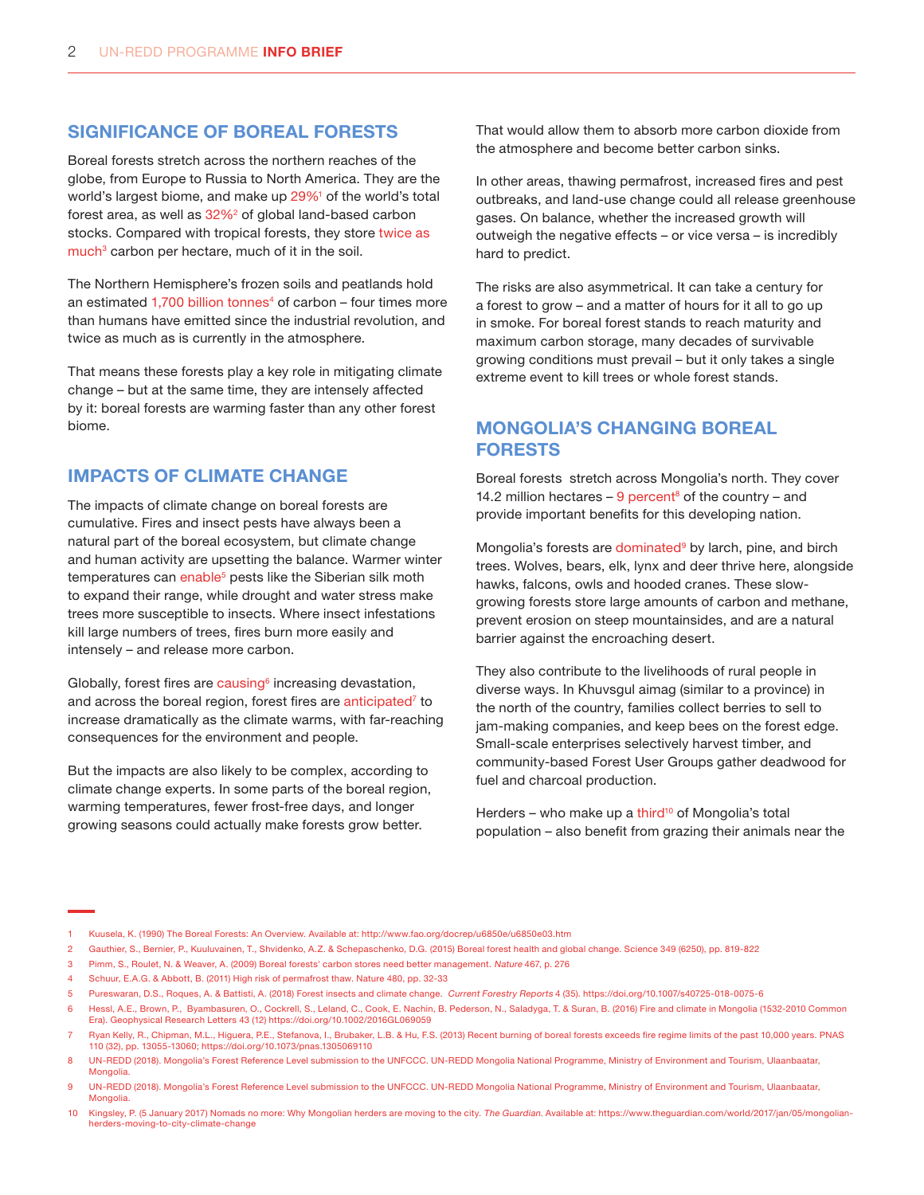## SIGNIFICANCE OF BOREAL FORESTS

Boreal forests stretch across the northern reaches of the globe, from Europe to Russia to North America. They are the world's largest biome, and make up 29%[1] of the world's total forest area, as well as 32%[2] of global land-based carbon stocks. Compared with tropical forests, they store twice as much[3] carbon per hectare, much of it in the soil.

The Northern Hemisphere's frozen soils and peatlands hold an estimated 1,700 billion tonnes[4] of carbon – four times more than humans have emitted since the industrial revolution, and twice as much as is currently in the atmosphere.

That means these forests play a key role in mitigating climate change – but at the same time, they are intensely affected by it: boreal forests are warming faster than any other forest biome.

## IMPACTS OF CLIMATE CHANGE

The impacts of climate change on boreal forests are cumulative. Fires and insect pests have always been a natural part of the boreal ecosystem, but climate change and human activity are upsetting the balance. Warmer winter temperatures can enable[5] pests like the Siberian silk moth to expand their range, while drought and water stress make trees more susceptible to insects. Where insect infestations kill large numbers of trees, fires burn more easily and intensely – and release more carbon.

Globally, forest fires are causing[6] increasing devastation, and across the boreal region, forest fires are anticipated[7] to increase dramatically as the climate warms, with far-reaching consequences for the environment and people.

But the impacts are also likely to be complex, according to climate change experts. In some parts of the boreal region, warming temperatures, fewer frost-free days, and longer growing seasons could actually make forests grow better. That would allow them to absorb more carbon dioxide from the atmosphere and become better carbon sinks.

In other areas, thawing permafrost, increased fires and pest outbreaks, and land-use change could all release greenhouse gases. On balance, whether the increased growth will outweigh the negative effects – or vice versa – is incredibly hard to predict.

The risks are also asymmetrical. It can take a century for a forest to grow – and a matter of hours for it all to go up in smoke. For boreal forest stands to reach maturity and maximum carbon storage, many decades of survivable growing conditions must prevail – but it only takes a single extreme event to kill trees or whole forest stands.

## MONGOLIA'S CHANGING BOREAL FORESTS

Boreal forests stretch across Mongolia's north. They cover 14.2 million hectares – 9 percent[8] of the country – and provide important benefits for this developing nation.

Mongolia's forests are dominated[9] by larch, pine, and birch trees. Wolves, bears, elk, lynx and deer thrive here, alongside hawks, falcons, owls and hooded cranes. These slow-growing forests store large amounts of carbon and methane, prevent erosion on steep mountainsides, and are a natural barrier against the encroaching desert.

They also contribute to the livelihoods of rural people in diverse ways. In Khuvsgul aimag (similar to a province) in the north of the country, families collect berries to sell to jam-making companies, and keep bees on the forest edge. Small-scale enterprises selectively harvest timber, and community-based Forest User Groups gather deadwood for fuel and charcoal production.

Herders – who make up a third[10] of Mongolia's total population – also benefit from grazing their animals near the

---

1 Kuusela, K. (1990) The Boreal Forests: An Overview. Available at: http://www.fao.org/docrep/u6850e/u6850e03.htm

2 Gauthier, S., Bernier, P., Kuuluvainen, T., Shvidenko, A.Z. & Schepaschenko, D.G. (2015) Boreal forest health and global change. Science 349 (6250), pp. 819-822

3 Pimm, S., Roulet, N. & Weaver, A. (2009) Boreal forests' carbon stores need better management. *Nature* 467, p. 276

4 Schuur, E.A.G. & Abbott, B. (2011) High risk of permafrost thaw. Nature 480, pp. 32-33

5 Pureswaran, D.S., Roques, A. & Battisti, A. (2018) Forest insects and climate change. *Current Forestry Reports* 4 (35). https://doi.org/10.1007/s40725-018-0075-6

6 Hessl, A.E., Brown, P., Byambasuren, O., Cockrell, S., Leland, C., Cook, E. Nachin, B. Pederson, N., Saladyga, T. & Suran, B. (2016) Fire and climate in Mongolia (1532-2010 Common Era). Geophysical Research Letters 43 (12) https://doi.org/10.1002/2016GL069059

7 Ryan Kelly, R., Chipman, M.L., Higuera, P.E., Stefanova, I., Brubaker, L.B. & Hu, F.S. (2013) Recent burning of boreal forests exceeds fire regime limits of the past 10,000 years. PNAS 110 (32), pp. 13055-13060; https://doi.org/10.1073/pnas.1305069110

8 UN-REDD (2018). Mongolia's Forest Reference Level submission to the UNFCCC. UN-REDD Mongolia National Programme, Ministry of Environment and Tourism, Ulaanbaatar, Mongolia.

9 UN-REDD (2018). Mongolia's Forest Reference Level submission to the UNFCCC. UN-REDD Mongolia National Programme, Ministry of Environment and Tourism, Ulaanbaatar, Mongolia.

10 Kingsley, P. (5 January 2017) Nomads no more: Why Mongolian herders are moving to the city. *The Guardian*. Available at: https://www.theguardian.com/world/2017/jan/05/mongolian-herders-moving-to-city-climate-change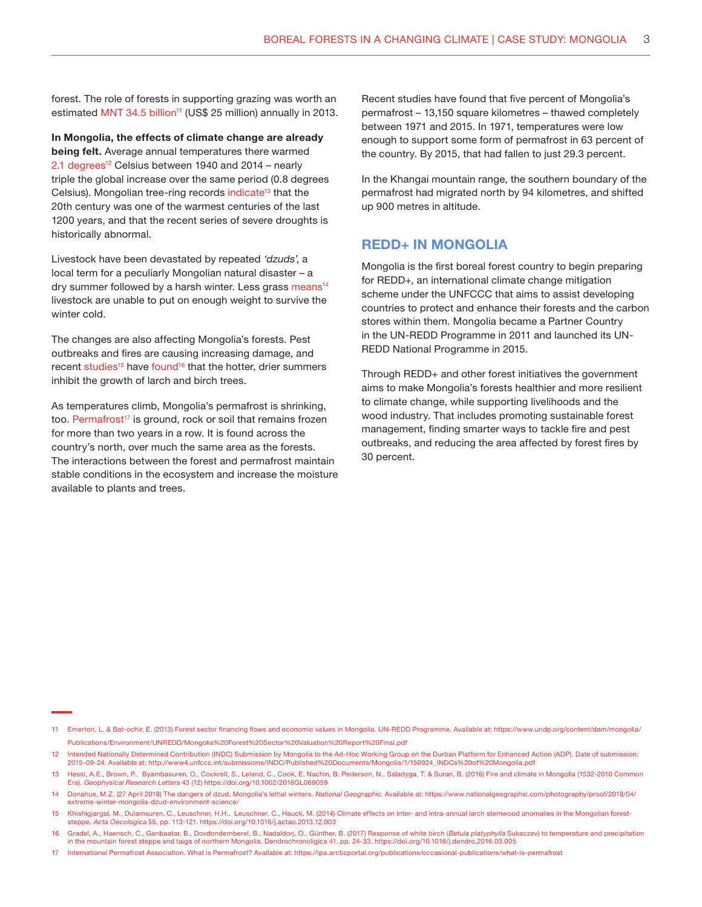forest. The role of forests in supporting grazing was worth an estimated MNT 34.5 billion[11] (US$ 25 million) annually in 2013.

**In Mongolia, the effects of climate change are already being felt.** Average annual temperatures there warmed 2.1 degrees[12] Celsius between 1940 and 2014 – nearly triple the global increase over the same period (0.8 degrees Celsius). Mongolian tree-ring records indicate[13] that the 20th century was one of the warmest centuries of the last 1200 years, and that the recent series of severe droughts is historically abnormal.

Livestock have been devastated by repeated *'dzuds'*, a local term for a peculiarly Mongolian natural disaster – a dry summer followed by a harsh winter. Less grass means[14] livestock are unable to put on enough weight to survive the winter cold.

The changes are also affecting Mongolia's forests. Pest outbreaks and fires are causing increasing damage, and recent studies[15] have found[16] that the hotter, drier summers inhibit the growth of larch and birch trees.

As temperatures climb, Mongolia's permafrost is shrinking, too. Permafrost[17] is ground, rock or soil that remains frozen for more than two years in a row. It is found across the country's north, over much the same area as the forests. The interactions between the forest and permafrost maintain stable conditions in the ecosystem and increase the moisture available to plants and trees.

Recent studies have found that five percent of Mongolia's permafrost – 13,150 square kilometres – thawed completely between 1971 and 2015. In 1971, temperatures were low enough to support some form of permafrost in 63 percent of the country. By 2015, that had fallen to just 29.3 percent.

In the Khangai mountain range, the southern boundary of the permafrost had migrated north by 94 kilometres, and shifted up 900 metres in altitude.

## REDD+ IN MONGOLIA

Mongolia is the first boreal forest country to begin preparing for REDD+, an international climate change mitigation scheme under the UNFCCC that aims to assist developing countries to protect and enhance their forests and the carbon stores within them. Mongolia became a Partner Country in the UN-REDD Programme in 2011 and launched its UN-REDD National Programme in 2015.

Through REDD+ and other forest initiatives the government aims to make Mongolia's forests healthier and more resilient to climate change, while supporting livelihoods and the wood industry. That includes promoting sustainable forest management, finding smarter ways to tackle fire and pest outbreaks, and reducing the area affected by forest fires by 30 percent.

---

11 Emerton, L. & Bat-ochir, E. (2013) Forest sector financing flows and economic values in Mongolia. UN-REDD Programme. Available at: https://www.undp.org/content/dam/mongolia/Publications/Environment/UNREDD/Mongolia%20Forest%20Sector%20Valuation%20Report%20Final.pdf

12 Intended Nationally Determined Contribution (INDC) Submission by Mongolia to the Ad-Hoc Working Group on the Durban Platform for Enhanced Action (ADP). Date of submission: 2015-09-24. Available at: http://www4.unfccc.int/submissions/INDC/Published%20Documents/Mongolia/1/150924_INDCs%20of%20Mongolia.pdf

13 Hessl, A.E., Brown, P., Byambasuren, O., Cockrell, S., Leland, C., Cook, E. Nachin, B. Pederson, N., Saladyga, T. & Suran, B. (2016) Fire and climate in Mongolia (1532-2010 Common Era). *Geophysical Research Letters* 43 (12) https://doi.org/10.1002/2016GL069059

14 Donahue, M.Z. (27 April 2018) The dangers of dzud, Mongolia's lethal winters. *National Geographic.* Available at: https://www.nationalgeographic.com/photography/proof/2018/04/extreme-winter-mongolia-dzud-environment-science/

15 Khishigjargal, M., Dulamsuren, C., Leuschner, H.H., Leuschner, C., Hauck, M. (2014) Climate effects on inter- and intra-annual larch stemwood anomalies in the Mongolian forest-steppe. *Acta Oecologica* 55, pp. 113-121. https://doi.org/10.1016/j.actao.2013.12.003

16 Gradel, A., Haensch, C., Ganbaatar, B., Dovdondemberel, B., Nadaldorj, O., Günther, B. (2017) Response of white birch (*Betula platyphylla* Sukaczev) to temperature and precipitation in the mountain forest steppe and taiga of northern Mongolia. Dendrochronologica 41, pp. 24-33. https://doi.org/10.1016/j.dendro.2016.03.005

17 International Permafrost Association. What is Permafrost? Available at: https://ipa.arcticportal.org/publications/occasional-publications/what-is-permafrost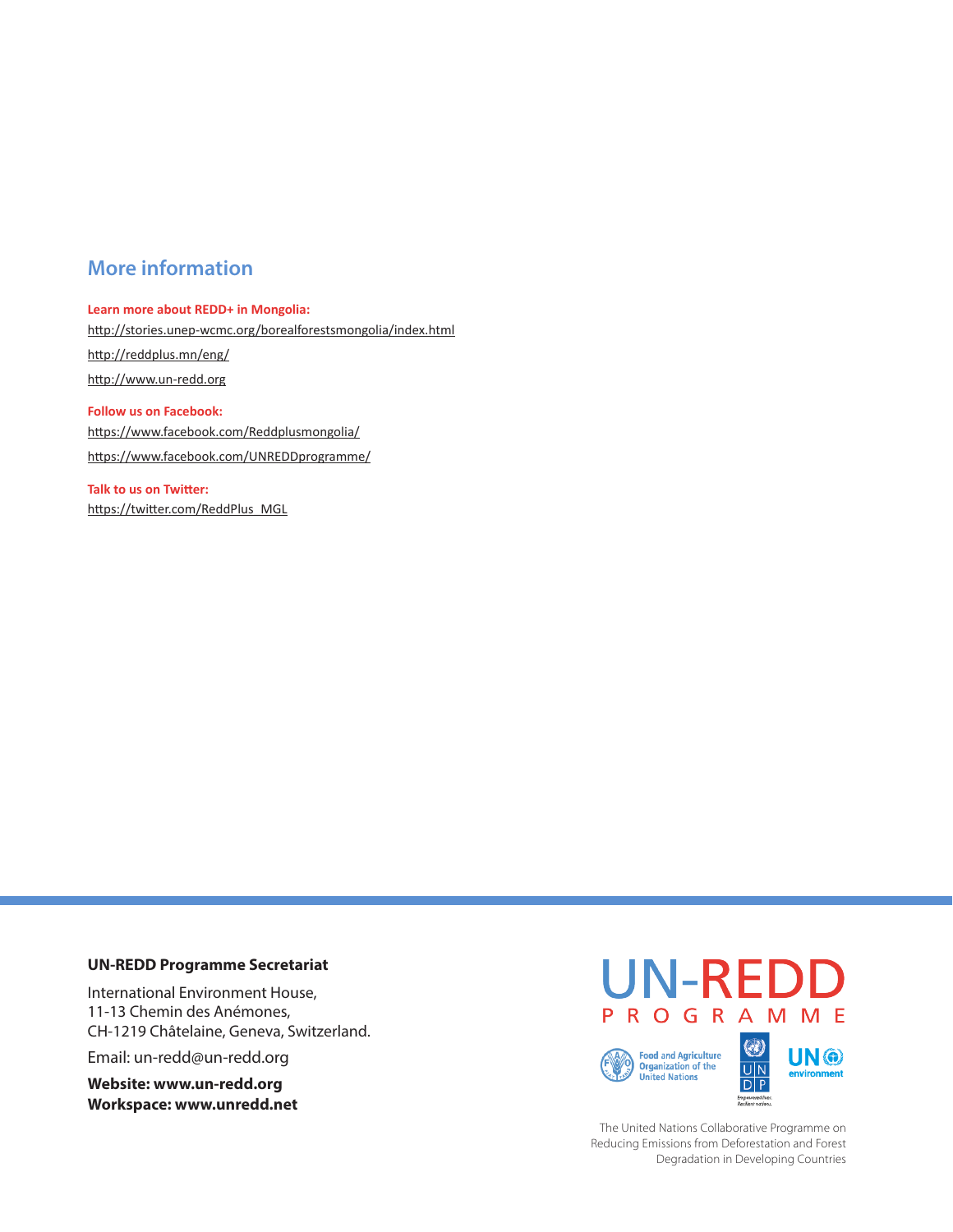## More information

**Learn more about REDD+ in Mongolia:**

http://stories.unep-wcmc.org/borealforestsmongolia/index.html

http://reddplus.mn/eng/

http://www.un-redd.org

**Follow us on Facebook:**

https://www.facebook.com/Reddplusmongolia/

https://www.facebook.com/UNREDDprogramme/

**Talk to us on Twitter:**

https://twitter.com/ReddPlus_MGL

**UN-REDD Programme Secretariat**

International Environment House,
11-13 Chemin des Anémones,
CH-1219 Châtelaine, Geneva, Switzerland.

Email: un-redd@un-redd.org

**Website: www.un-redd.org**
**Workspace: www.unredd.net**

UN-REDD PROGRAMME

Food and Agriculture Organization of the United Nations

UNDP Empowered lives. Resilient nations.

UN environment

The United Nations Collaborative Programme on Reducing Emissions from Deforestation and Forest Degradation in Developing Countries